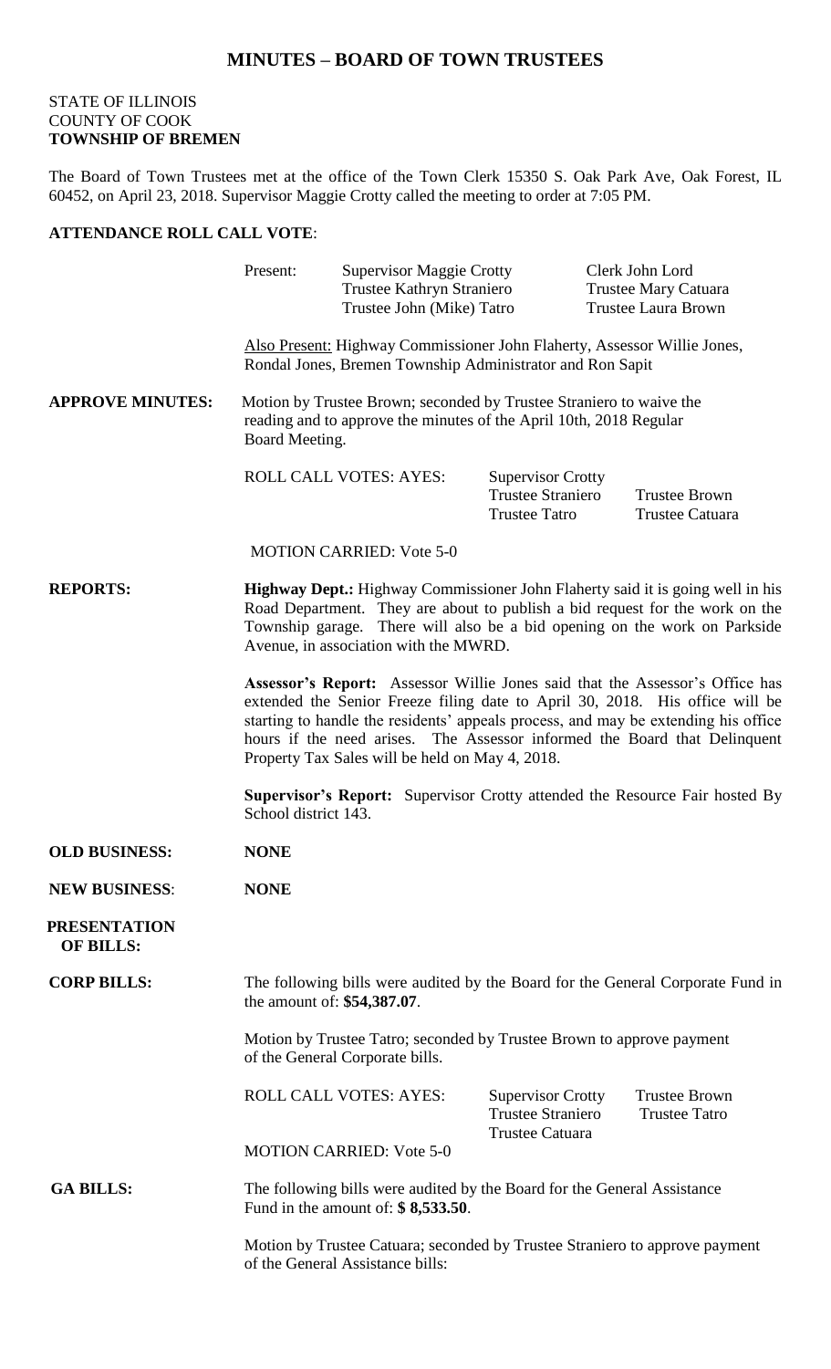# MINUTES – BOARD OF TOWN TRUSTEES

STATE OF ILLINOIS
COUNTY OF COOK
**TOWNSHIP OF BREMEN**

The Board of Town Trustees met at the office of the Town Clerk 15350 S. Oak Park Ave, Oak Forest, IL 60452, on April 23, 2018. Supervisor Maggie Crotty called the meeting to order at 7:05 PM.

**ATTENDANCE ROLL CALL VOTE**:

Present: Supervisor Maggie Crotty, Trustee Kathryn Straniero, Trustee John (Mike) Tatro, Clerk John Lord, Trustee Mary Catuara, Trustee Laura Brown

Also Present: Highway Commissioner John Flaherty, Assessor Willie Jones, Rondal Jones, Bremen Township Administrator and Ron Sapit

**APPROVE MINUTES:** Motion by Trustee Brown; seconded by Trustee Straniero to waive the reading and to approve the minutes of the April 10th, 2018 Regular Board Meeting.

ROLL CALL VOTES: AYES: Supervisor Crotty, Trustee Straniero, Trustee Tatro, Trustee Brown, Trustee Catuara

MOTION CARRIED: Vote 5-0

**REPORTS:**

**Highway Dept.:** Highway Commissioner John Flaherty said it is going well in his Road Department. They are about to publish a bid request for the work on the Township garage. There will also be a bid opening on the work on Parkside Avenue, in association with the MWRD.

**Assessor's Report:** Assessor Willie Jones said that the Assessor's Office has extended the Senior Freeze filing date to April 30, 2018. His office will be starting to handle the residents' appeals process, and may be extending his office hours if the need arises. The Assessor informed the Board that Delinquent Property Tax Sales will be held on May 4, 2018.

**Supervisor's Report:** Supervisor Crotty attended the Resource Fair hosted By School district 143.

**OLD BUSINESS:** **NONE**

**NEW BUSINESS**: **NONE**

**PRESENTATION OF BILLS:**

**CORP BILLS:** The following bills were audited by the Board for the General Corporate Fund in the amount of: **$54,387.07**.

Motion by Trustee Tatro; seconded by Trustee Brown to approve payment of the General Corporate bills.

ROLL CALL VOTES: AYES: Supervisor Crotty, Trustee Straniero, Trustee Catuara, Trustee Brown, Trustee Tatro

MOTION CARRIED: Vote 5-0

**GA BILLS:** The following bills were audited by the Board for the General Assistance Fund in the amount of: **$ 8,533.50**.

Motion by Trustee Catuara; seconded by Trustee Straniero to approve payment of the General Assistance bills: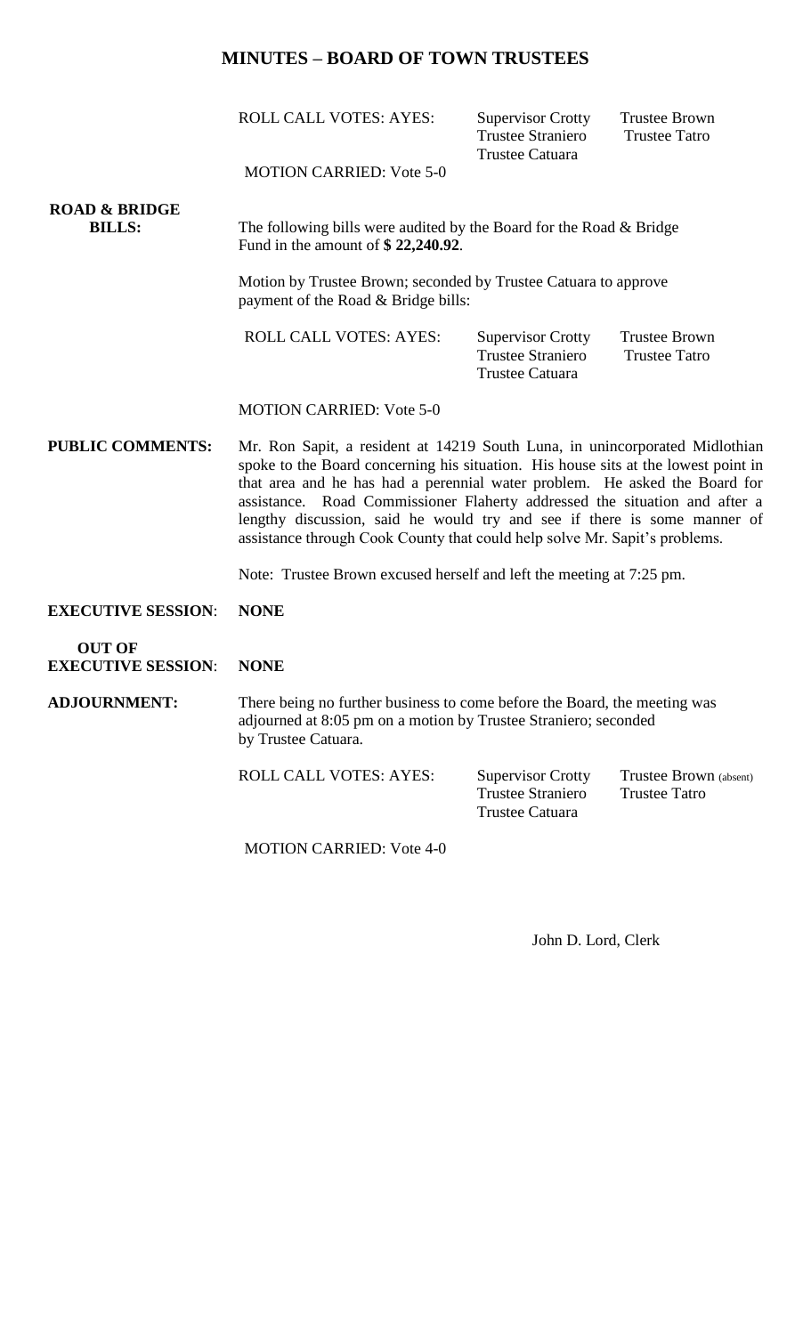## MINUTES – BOARD OF TOWN TRUSTEES

| | | |
|---|---|---|
| ROLL CALL VOTES: AYES: | Supervisor Crotty<br>Trustee Straniero<br>Trustee Catuara | Trustee Brown<br>Trustee Tatro |

MOTION CARRIED: Vote 5-0

**ROAD & BRIDGE BILLS:**

The following bills were audited by the Board for the Road & Bridge Fund in the amount of **$ 22,240.92**.

Motion by Trustee Brown; seconded by Trustee Catuara to approve payment of the Road & Bridge bills:

| | | |
|---|---|---|
| ROLL CALL VOTES: AYES: | Supervisor Crotty<br>Trustee Straniero<br>Trustee Catuara | Trustee Brown<br>Trustee Tatro |

MOTION CARRIED: Vote 5-0

**PUBLIC COMMENTS:**

Mr. Ron Sapit, a resident at 14219 South Luna, in unincorporated Midlothian spoke to the Board concerning his situation. His house sits at the lowest point in that area and he has had a perennial water problem. He asked the Board for assistance. Road Commissioner Flaherty addressed the situation and after a lengthy discussion, said he would try and see if there is some manner of assistance through Cook County that could help solve Mr. Sapit's problems.

Note: Trustee Brown excused herself and left the meeting at 7:25 pm.

**EXECUTIVE SESSION**: **NONE**

**OUT OF EXECUTIVE SESSION**: **NONE**

**ADJOURNMENT:**

There being no further business to come before the Board, the meeting was adjourned at 8:05 pm on a motion by Trustee Straniero; seconded by Trustee Catuara.

| | | |
|---|---|---|
| ROLL CALL VOTES: AYES: | Supervisor Crotty<br>Trustee Straniero<br>Trustee Catuara | Trustee Brown (absent)<br>Trustee Tatro |

MOTION CARRIED: Vote 4-0

John D. Lord, Clerk